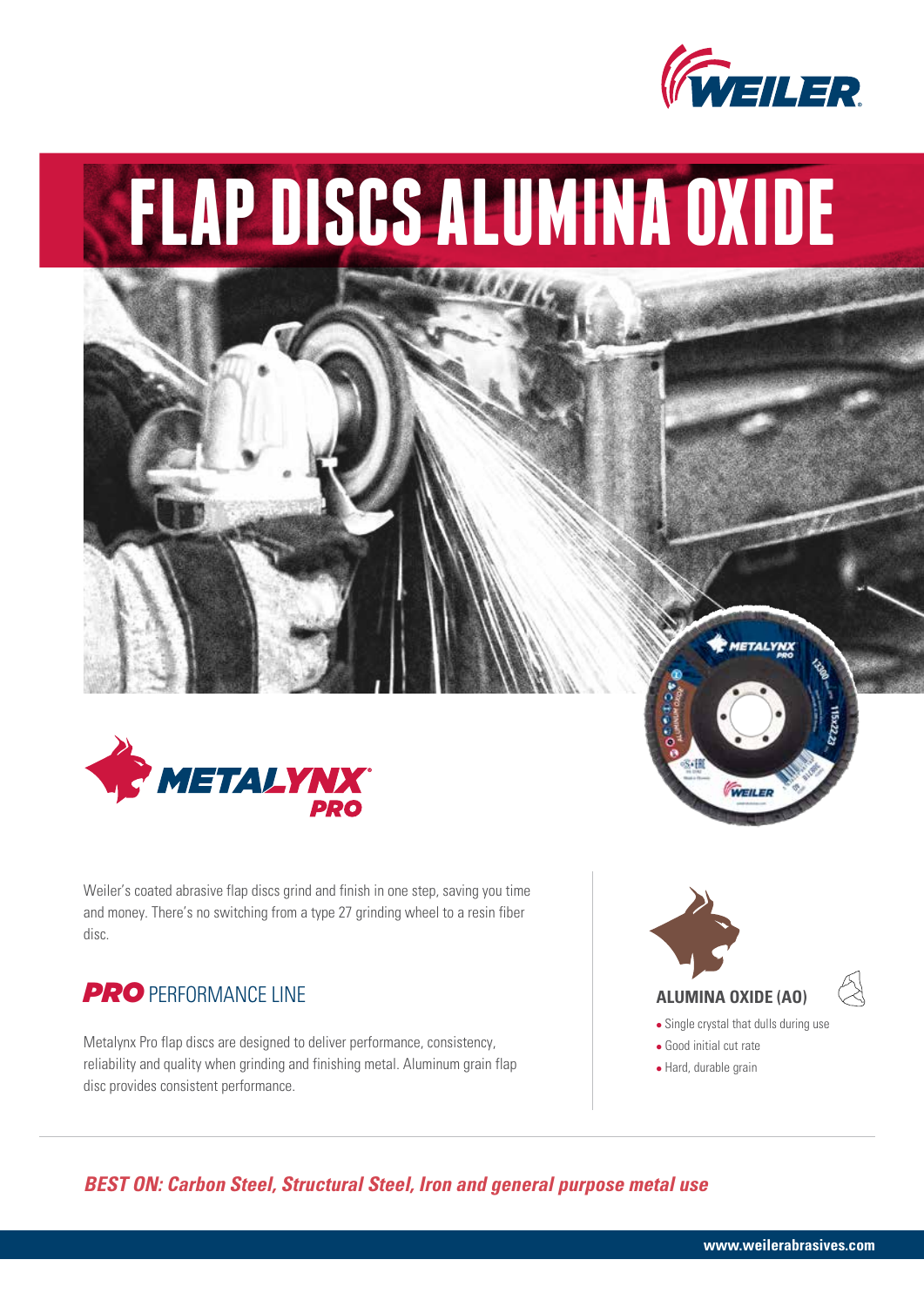# FLAP DISCS ALUMINA OXIDE

Weiler's coated abrasive flap discs grind and finish in one step, saving you time and money. There's no switching from a type 27 grinding wheel to a resin fiber disc.

## *PRO* PERFORMANCE LINE

Metalynx Pro flap discs are designed to deliver performance, consistency, reliability and quality when grinding and finishing metal. Aluminum grain flap disc provides consistent performance.

### ALUMINA OXIDE (AO)

- Single crystal that dulls during use
- Good initial cut rate
- Hard, durable grain

***BEST ON: Carbon Steel, Structural Steel, Iron and general purpose metal use***

www.weilerabrasives.com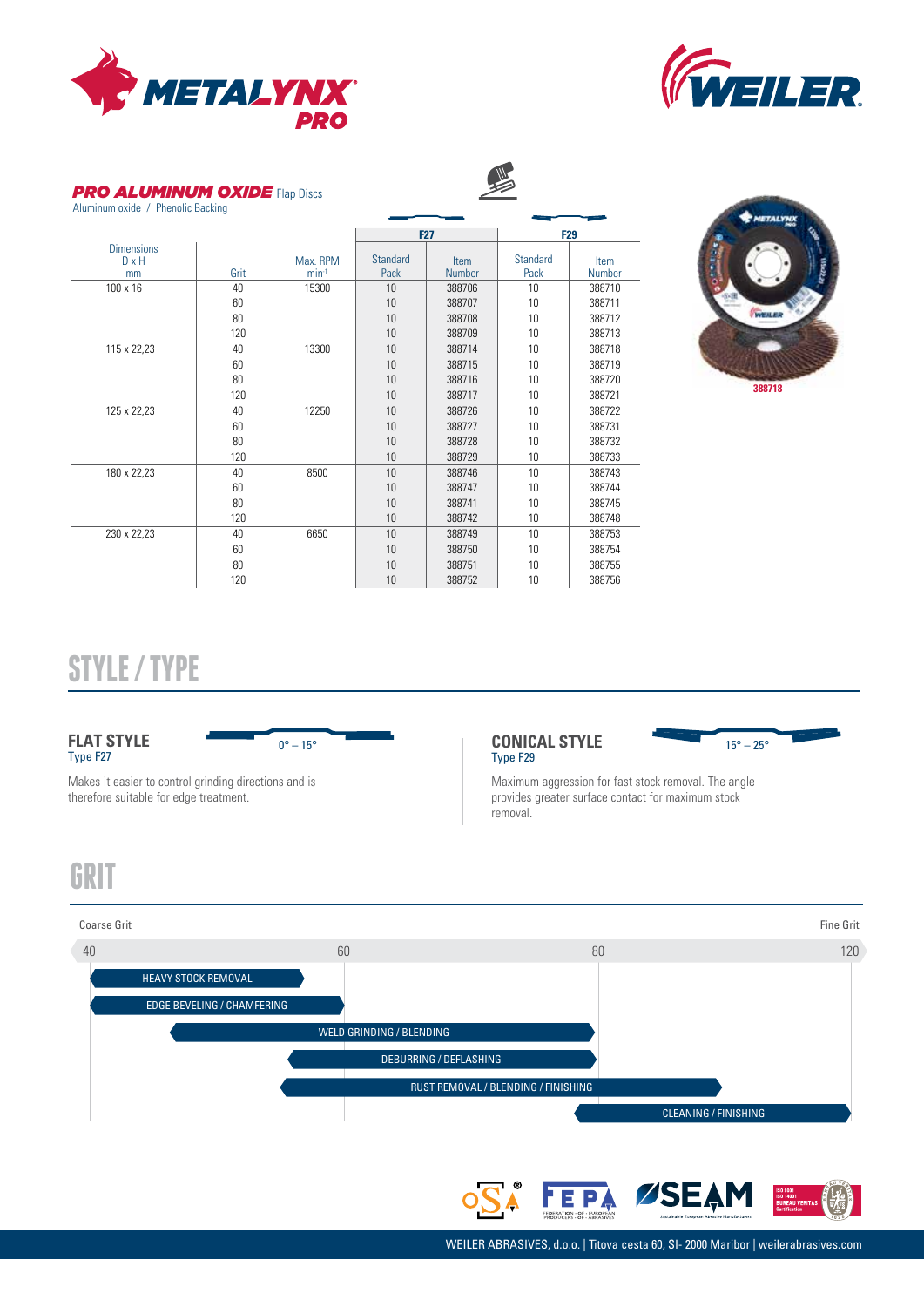# PRO ALUMINUM OXIDE Flap Discs

Aluminum oxide / Phenolic Backing

| Dimensions D x H mm | Grit | Max. RPM $min^{-1}$ | F27 | | F29 | |
|---|---|---|---|---|---|---|
| | | | Standard Pack | Item Number | Standard Pack | Item Number |
| 100 x 16 | 40 | 15300 | 10 | 388706 | 10 | 388710 |
| | 60 | | 10 | 388707 | 10 | 388711 |
| | 80 | | 10 | 388708 | 10 | 388712 |
| | 120 | | 10 | 388709 | 10 | 388713 |
| 115 x 22,23 | 40 | 13300 | 10 | 388714 | 10 | 388718 |
| | 60 | | 10 | 388715 | 10 | 388719 |
| | 80 | | 10 | 388716 | 10 | 388720 |
| | 120 | | 10 | 388717 | 10 | 388721 |
| 125 x 22,23 | 40 | 12250 | 10 | 388726 | 10 | 388722 |
| | 60 | | 10 | 388727 | 10 | 388731 |
| | 80 | | 10 | 388728 | 10 | 388732 |
| | 120 | | 10 | 388729 | 10 | 388733 |
| 180 x 22,23 | 40 | 8500 | 10 | 388746 | 10 | 388743 |
| | 60 | | 10 | 388747 | 10 | 388744 |
| | 80 | | 10 | 388741 | 10 | 388745 |
| | 120 | | 10 | 388742 | 10 | 388748 |
| 230 x 22,23 | 40 | 6650 | 10 | 388749 | 10 | 388753 |
| | 60 | | 10 | 388750 | 10 | 388754 |
| | 80 | | 10 | 388751 | 10 | 388755 |
| | 120 | | 10 | 388752 | 10 | 388756 |

388718

## STYLE / TYPE

### FLAT STYLE
Type F27

0° – 15°

Makes it easier to control grinding directions and is therefore suitable for edge treatment.

### CONICAL STYLE
Type F29

15° – 25°

Maximum aggression for fast stock removal. The angle provides greater surface contact for maximum stock removal.

## GRIT

Coarse Grit

Fine Grit

40
60
80
120

HEAVY STOCK REMOVAL

EDGE BEVELING / CHAMFERING

WELD GRINDING / BLENDING

DEBURRING / DEFLASHING

RUST REMOVAL / BLENDING / FINISHING

CLEANING / FINISHING

WEILER ABRASIVES, d.o.o. | Titova cesta 60, SI- 2000 Maribor | weilerabrasives.com